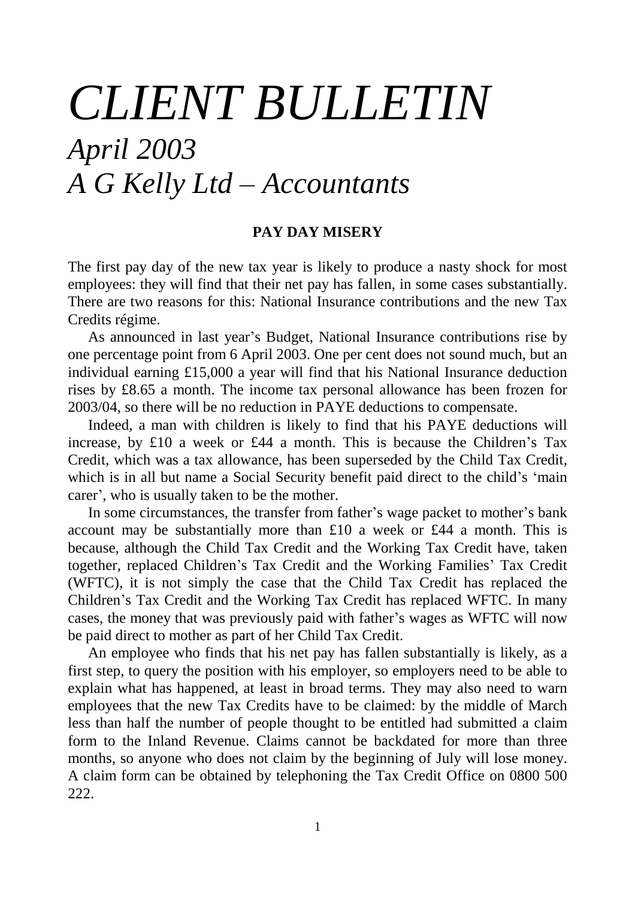# *CLIENT BULLETIN*

## *April 2003*

## *A G Kelly Ltd – Accountants*

### PAY DAY MISERY

The first pay day of the new tax year is likely to produce a nasty shock for most employees: they will find that their net pay has fallen, in some cases substantially. There are two reasons for this: National Insurance contributions and the new Tax Credits régime.

As announced in last year's Budget, National Insurance contributions rise by one percentage point from 6 April 2003. One per cent does not sound much, but an individual earning £15,000 a year will find that his National Insurance deduction rises by £8.65 a month. The income tax personal allowance has been frozen for 2003/04, so there will be no reduction in PAYE deductions to compensate.

Indeed, a man with children is likely to find that his PAYE deductions will increase, by £10 a week or £44 a month. This is because the Children's Tax Credit, which was a tax allowance, has been superseded by the Child Tax Credit, which is in all but name a Social Security benefit paid direct to the child's 'main carer', who is usually taken to be the mother.

In some circumstances, the transfer from father's wage packet to mother's bank account may be substantially more than £10 a week or £44 a month. This is because, although the Child Tax Credit and the Working Tax Credit have, taken together, replaced Children's Tax Credit and the Working Families' Tax Credit (WFTC), it is not simply the case that the Child Tax Credit has replaced the Children's Tax Credit and the Working Tax Credit has replaced WFTC. In many cases, the money that was previously paid with father's wages as WFTC will now be paid direct to mother as part of her Child Tax Credit.

An employee who finds that his net pay has fallen substantially is likely, as a first step, to query the position with his employer, so employers need to be able to explain what has happened, at least in broad terms. They may also need to warn employees that the new Tax Credits have to be claimed: by the middle of March less than half the number of people thought to be entitled had submitted a claim form to the Inland Revenue. Claims cannot be backdated for more than three months, so anyone who does not claim by the beginning of July will lose money. A claim form can be obtained by telephoning the Tax Credit Office on 0800 500 222.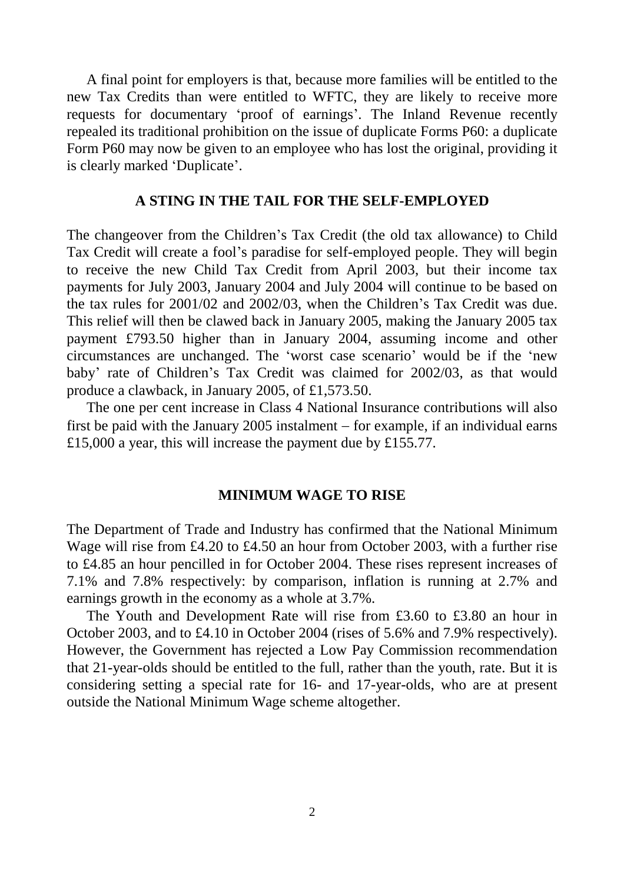A final point for employers is that, because more families will be entitled to the new Tax Credits than were entitled to WFTC, they are likely to receive more requests for documentary 'proof of earnings'. The Inland Revenue recently repealed its traditional prohibition on the issue of duplicate Forms P60: a duplicate Form P60 may now be given to an employee who has lost the original, providing it is clearly marked 'Duplicate'.

## A STING IN THE TAIL FOR THE SELF-EMPLOYED

The changeover from the Children's Tax Credit (the old tax allowance) to Child Tax Credit will create a fool's paradise for self-employed people. They will begin to receive the new Child Tax Credit from April 2003, but their income tax payments for July 2003, January 2004 and July 2004 will continue to be based on the tax rules for 2001/02 and 2002/03, when the Children's Tax Credit was due. This relief will then be clawed back in January 2005, making the January 2005 tax payment £793.50 higher than in January 2004, assuming income and other circumstances are unchanged. The 'worst case scenario' would be if the 'new baby' rate of Children's Tax Credit was claimed for 2002/03, as that would produce a clawback, in January 2005, of £1,573.50.

The one per cent increase in Class 4 National Insurance contributions will also first be paid with the January 2005 instalment – for example, if an individual earns £15,000 a year, this will increase the payment due by £155.77.

## MINIMUM WAGE TO RISE

The Department of Trade and Industry has confirmed that the National Minimum Wage will rise from £4.20 to £4.50 an hour from October 2003, with a further rise to £4.85 an hour pencilled in for October 2004. These rises represent increases of 7.1% and 7.8% respectively: by comparison, inflation is running at 2.7% and earnings growth in the economy as a whole at 3.7%.

The Youth and Development Rate will rise from £3.60 to £3.80 an hour in October 2003, and to £4.10 in October 2004 (rises of 5.6% and 7.9% respectively). However, the Government has rejected a Low Pay Commission recommendation that 21-year-olds should be entitled to the full, rather than the youth, rate. But it is considering setting a special rate for 16- and 17-year-olds, who are at present outside the National Minimum Wage scheme altogether.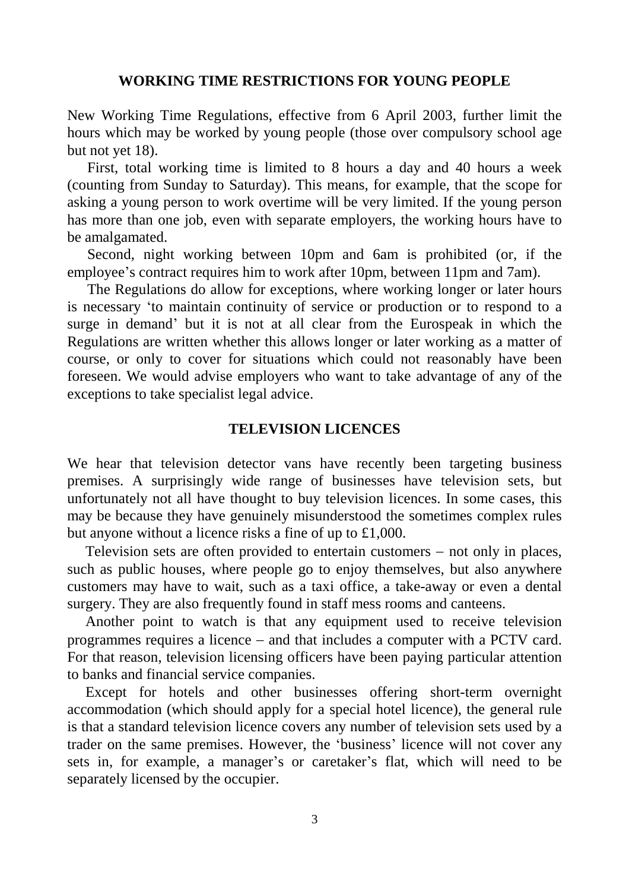## WORKING TIME RESTRICTIONS FOR YOUNG PEOPLE

New Working Time Regulations, effective from 6 April 2003, further limit the hours which may be worked by young people (those over compulsory school age but not yet 18).

First, total working time is limited to 8 hours a day and 40 hours a week (counting from Sunday to Saturday). This means, for example, that the scope for asking a young person to work overtime will be very limited. If the young person has more than one job, even with separate employers, the working hours have to be amalgamated.

Second, night working between 10pm and 6am is prohibited (or, if the employee's contract requires him to work after 10pm, between 11pm and 7am).

The Regulations do allow for exceptions, where working longer or later hours is necessary 'to maintain continuity of service or production or to respond to a surge in demand' but it is not at all clear from the Eurospeak in which the Regulations are written whether this allows longer or later working as a matter of course, or only to cover for situations which could not reasonably have been foreseen. We would advise employers who want to take advantage of any of the exceptions to take specialist legal advice.

## TELEVISION LICENCES

We hear that television detector vans have recently been targeting business premises. A surprisingly wide range of businesses have television sets, but unfortunately not all have thought to buy television licences. In some cases, this may be because they have genuinely misunderstood the sometimes complex rules but anyone without a licence risks a fine of up to £1,000.

Television sets are often provided to entertain customers – not only in places, such as public houses, where people go to enjoy themselves, but also anywhere customers may have to wait, such as a taxi office, a take-away or even a dental surgery. They are also frequently found in staff mess rooms and canteens.

Another point to watch is that any equipment used to receive television programmes requires a licence – and that includes a computer with a PCTV card. For that reason, television licensing officers have been paying particular attention to banks and financial service companies.

Except for hotels and other businesses offering short-term overnight accommodation (which should apply for a special hotel licence), the general rule is that a standard television licence covers any number of television sets used by a trader on the same premises. However, the 'business' licence will not cover any sets in, for example, a manager's or caretaker's flat, which will need to be separately licensed by the occupier.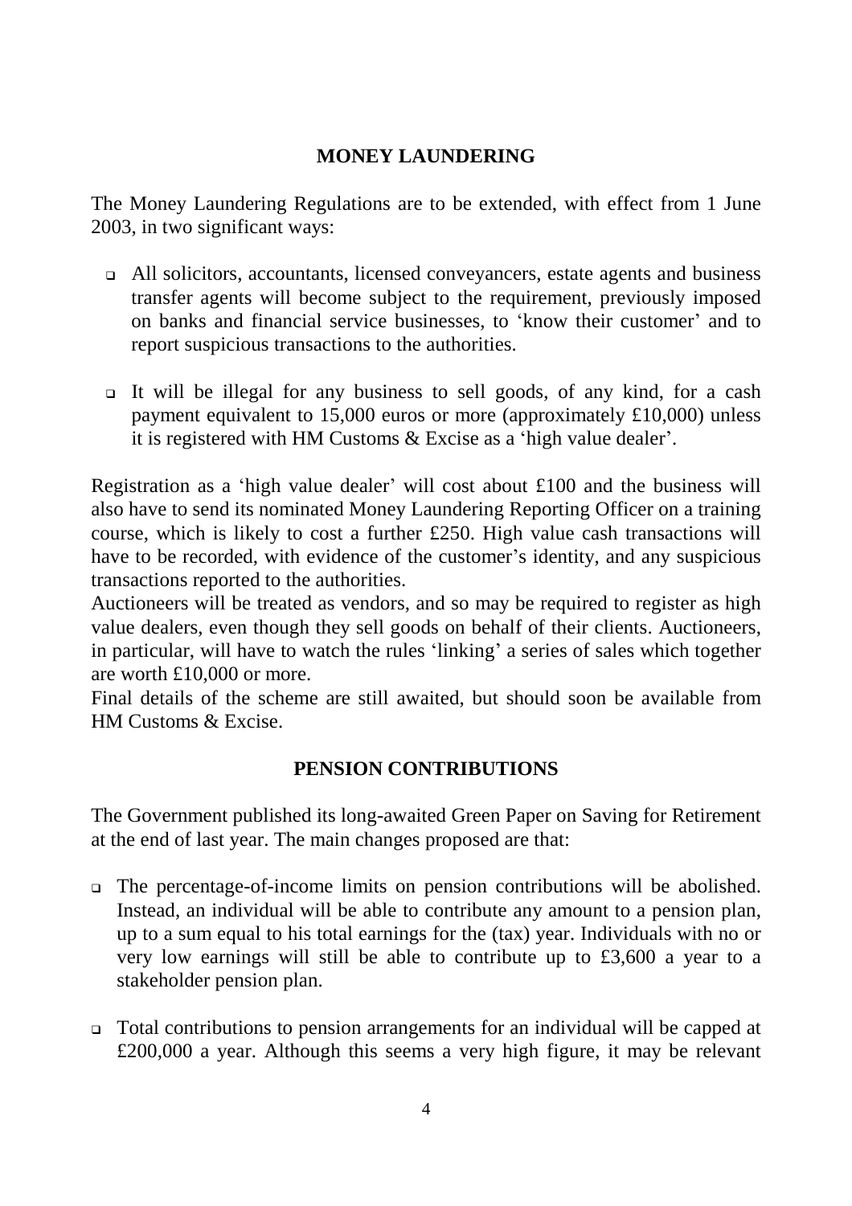## MONEY LAUNDERING

The Money Laundering Regulations are to be extended, with effect from 1 June 2003, in two significant ways:

- All solicitors, accountants, licensed conveyancers, estate agents and business transfer agents will become subject to the requirement, previously imposed on banks and financial service businesses, to 'know their customer' and to report suspicious transactions to the authorities.
- It will be illegal for any business to sell goods, of any kind, for a cash payment equivalent to 15,000 euros or more (approximately £10,000) unless it is registered with HM Customs & Excise as a 'high value dealer'.

Registration as a 'high value dealer' will cost about £100 and the business will also have to send its nominated Money Laundering Reporting Officer on a training course, which is likely to cost a further £250. High value cash transactions will have to be recorded, with evidence of the customer's identity, and any suspicious transactions reported to the authorities.

Auctioneers will be treated as vendors, and so may be required to register as high value dealers, even though they sell goods on behalf of their clients. Auctioneers, in particular, will have to watch the rules 'linking' a series of sales which together are worth £10,000 or more.

Final details of the scheme are still awaited, but should soon be available from HM Customs & Excise.

## PENSION CONTRIBUTIONS

The Government published its long-awaited Green Paper on Saving for Retirement at the end of last year. The main changes proposed are that:

- The percentage-of-income limits on pension contributions will be abolished. Instead, an individual will be able to contribute any amount to a pension plan, up to a sum equal to his total earnings for the (tax) year. Individuals with no or very low earnings will still be able to contribute up to £3,600 a year to a stakeholder pension plan.
- Total contributions to pension arrangements for an individual will be capped at £200,000 a year. Although this seems a very high figure, it may be relevant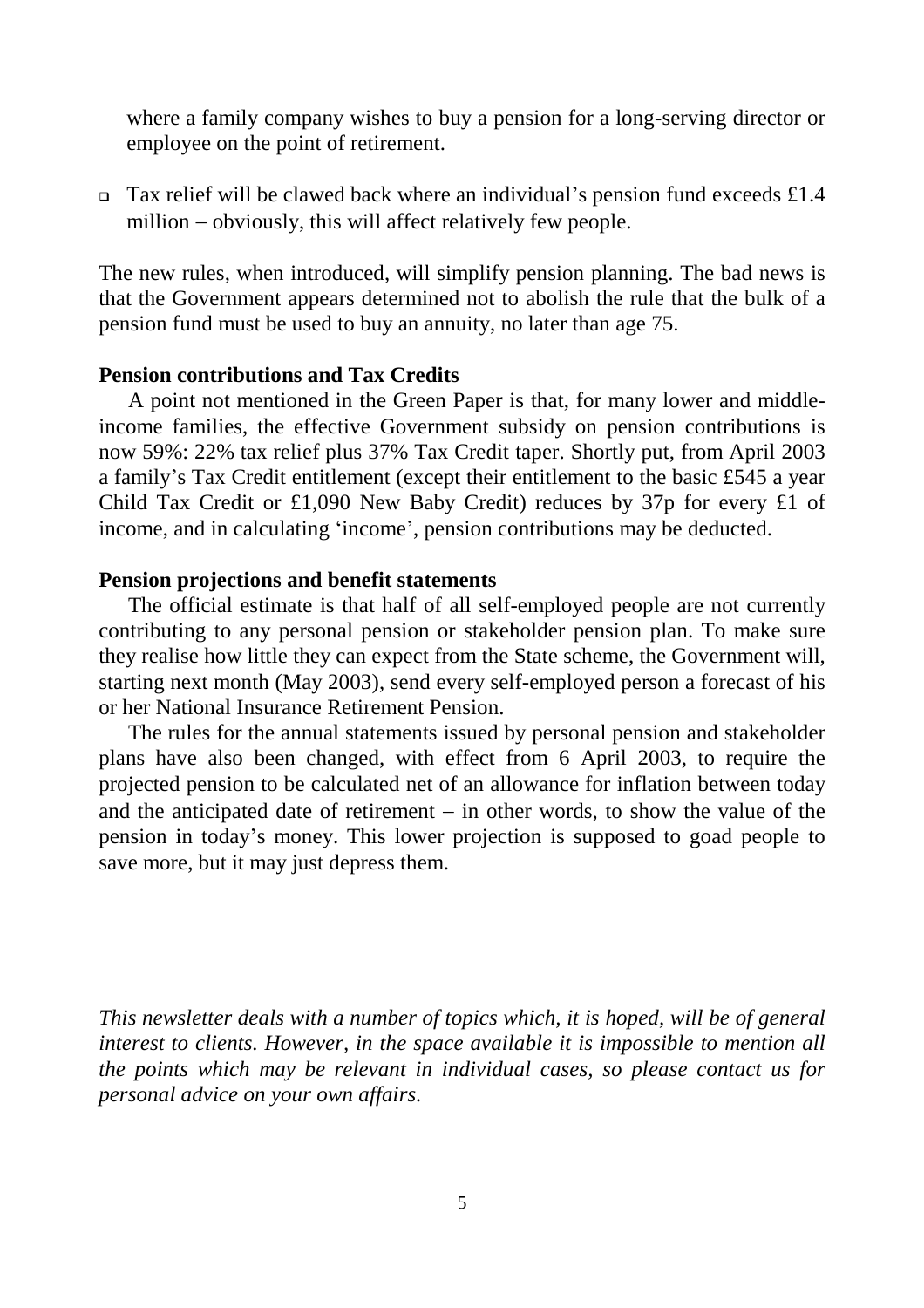where a family company wishes to buy a pension for a long-serving director or employee on the point of retirement.

- Tax relief will be clawed back where an individual's pension fund exceeds £1.4 million – obviously, this will affect relatively few people.

The new rules, when introduced, will simplify pension planning. The bad news is that the Government appears determined not to abolish the rule that the bulk of a pension fund must be used to buy an annuity, no later than age 75.

**Pension contributions and Tax Credits**

A point not mentioned in the Green Paper is that, for many lower and middle-income families, the effective Government subsidy on pension contributions is now 59%: 22% tax relief plus 37% Tax Credit taper. Shortly put, from April 2003 a family's Tax Credit entitlement (except their entitlement to the basic £545 a year Child Tax Credit or £1,090 New Baby Credit) reduces by 37p for every £1 of income, and in calculating 'income', pension contributions may be deducted.

**Pension projections and benefit statements**

The official estimate is that half of all self-employed people are not currently contributing to any personal pension or stakeholder pension plan. To make sure they realise how little they can expect from the State scheme, the Government will, starting next month (May 2003), send every self-employed person a forecast of his or her National Insurance Retirement Pension.

The rules for the annual statements issued by personal pension and stakeholder plans have also been changed, with effect from 6 April 2003, to require the projected pension to be calculated net of an allowance for inflation between today and the anticipated date of retirement – in other words, to show the value of the pension in today's money. This lower projection is supposed to goad people to save more, but it may just depress them.

*This newsletter deals with a number of topics which, it is hoped, will be of general interest to clients. However, in the space available it is impossible to mention all the points which may be relevant in individual cases, so please contact us for personal advice on your own affairs.*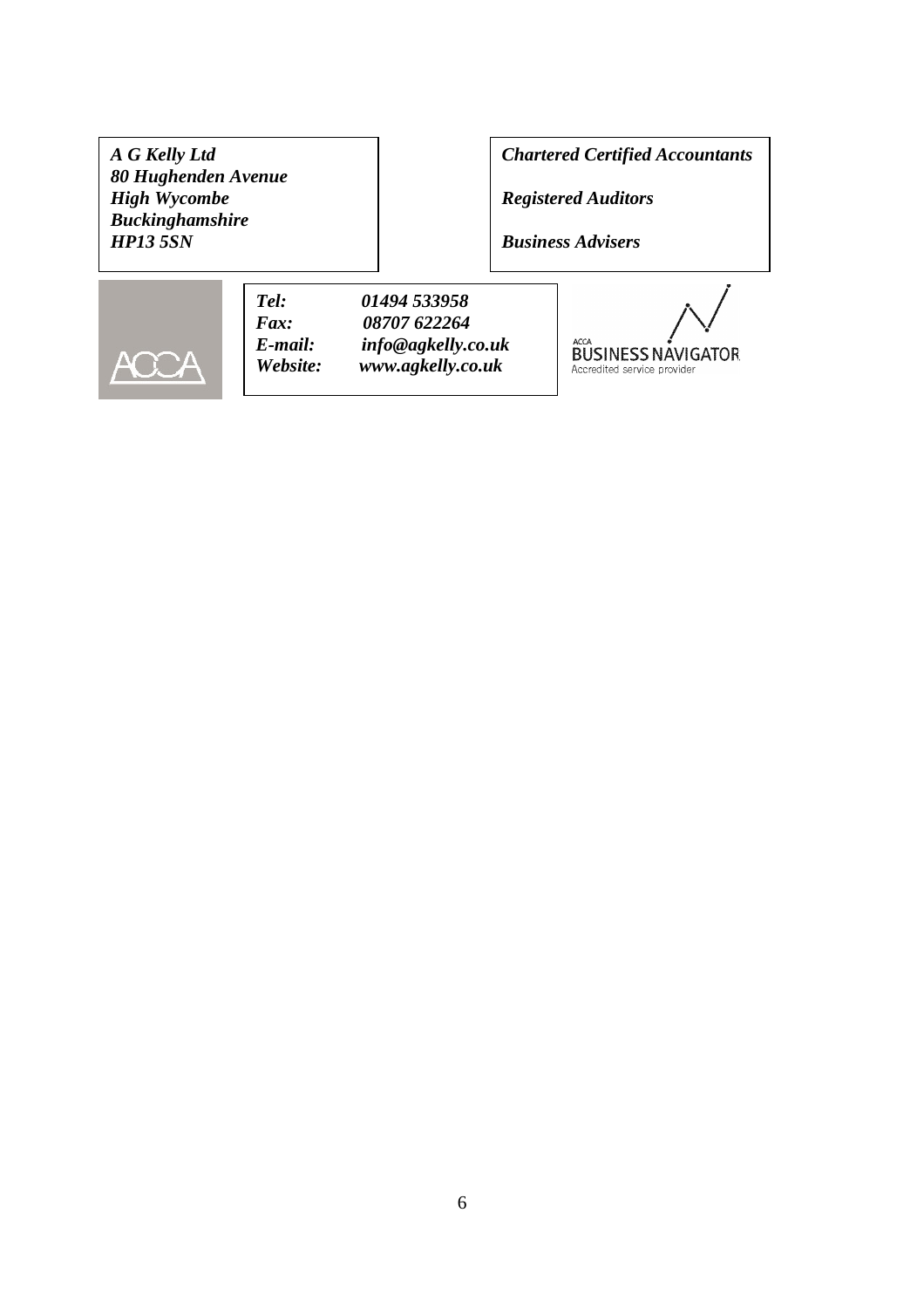*A G Kelly Ltd*
*80 Hughenden Avenue*
*High Wycombe*
*Buckinghamshire*
*HP13 5SN*

*Chartered Certified Accountants*

*Registered Auditors*

*Business Advisers*

ACCA

*Tel:* *01494 533958*
*Fax:* *08707 622264*
*E-mail:* *info@agkelly.co.uk*
*Website:* *www.agkelly.co.uk*

ACCA BUSINESS NAVIGATOR
Accredited service provider